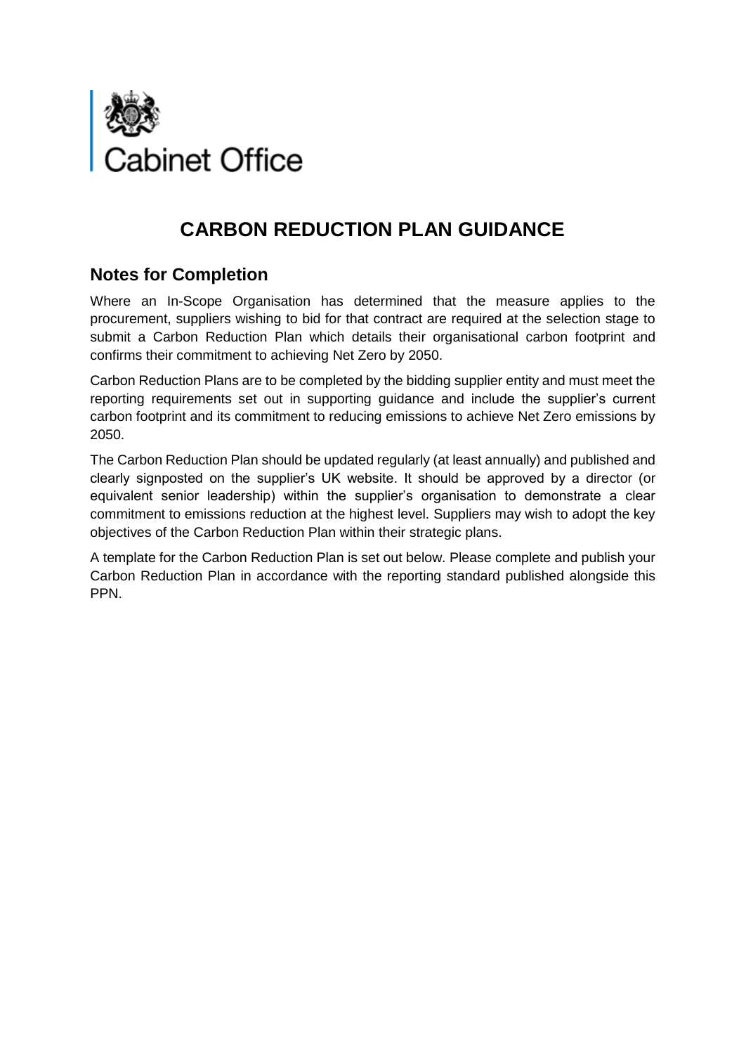Cabinet Office

# CARBON REDUCTION PLAN GUIDANCE

## Notes for Completion

Where an In-Scope Organisation has determined that the measure applies to the procurement, suppliers wishing to bid for that contract are required at the selection stage to submit a Carbon Reduction Plan which details their organisational carbon footprint and confirms their commitment to achieving Net Zero by 2050.

Carbon Reduction Plans are to be completed by the bidding supplier entity and must meet the reporting requirements set out in supporting guidance and include the supplier's current carbon footprint and its commitment to reducing emissions to achieve Net Zero emissions by 2050.

The Carbon Reduction Plan should be updated regularly (at least annually) and published and clearly signposted on the supplier's UK website. It should be approved by a director (or equivalent senior leadership) within the supplier's organisation to demonstrate a clear commitment to emissions reduction at the highest level. Suppliers may wish to adopt the key objectives of the Carbon Reduction Plan within their strategic plans.

A template for the Carbon Reduction Plan is set out below. Please complete and publish your Carbon Reduction Plan in accordance with the reporting standard published alongside this PPN.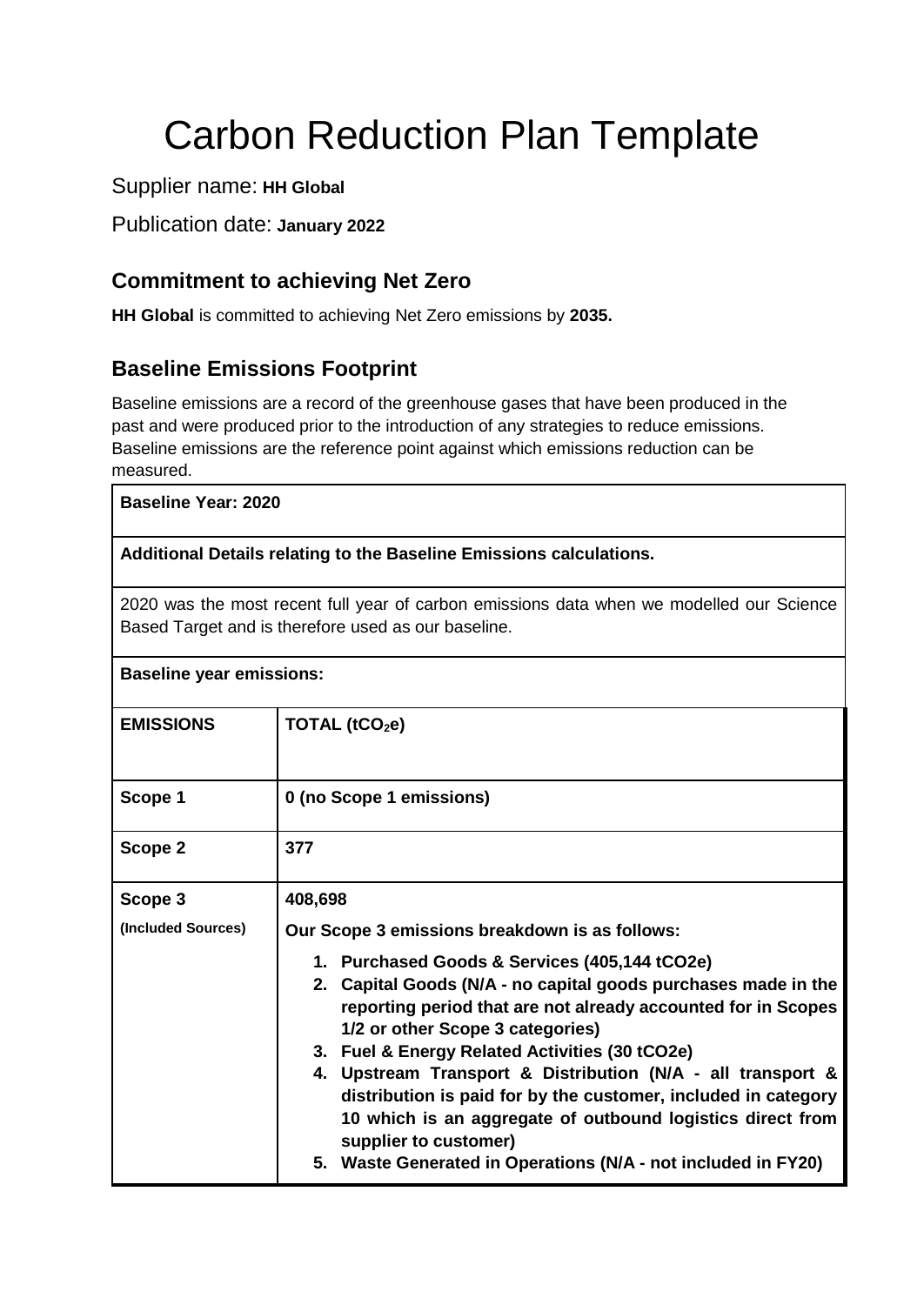# Carbon Reduction Plan Template

Supplier name: **HH Global**

Publication date: **January 2022**

## Commitment to achieving Net Zero

**HH Global** is committed to achieving Net Zero emissions by **2035.**

## Baseline Emissions Footprint

Baseline emissions are a record of the greenhouse gases that have been produced in the past and were produced prior to the introduction of any strategies to reduce emissions. Baseline emissions are the reference point against which emissions reduction can be measured.

**Baseline Year: 2020**

**Additional Details relating to the Baseline Emissions calculations.**

2020 was the most recent full year of carbon emissions data when we modelled our Science Based Target and is therefore used as our baseline.

**Baseline year emissions:**

| EMISSIONS | TOTAL ($tCO_2e$) |
| --- | --- |
| **Scope 1** | **0 (no Scope 1 emissions)** |
| **Scope 2** | **377** |
| **Scope 3** **(Included Sources)** | **408,698** <br> **Our Scope 3 emissions breakdown is as follows:** <br> **1. Purchased Goods & Services (405,144 tCO2e)** <br> **2. Capital Goods (N/A - no capital goods purchases made in the reporting period that are not already accounted for in Scopes 1/2 or other Scope 3 categories)** <br> **3. Fuel & Energy Related Activities (30 tCO2e)** <br> **4. Upstream Transport & Distribution (N/A - all transport & distribution is paid for by the customer, included in category 10 which is an aggregate of outbound logistics direct from supplier to customer)** <br> **5. Waste Generated in Operations (N/A - not included in FY20)** |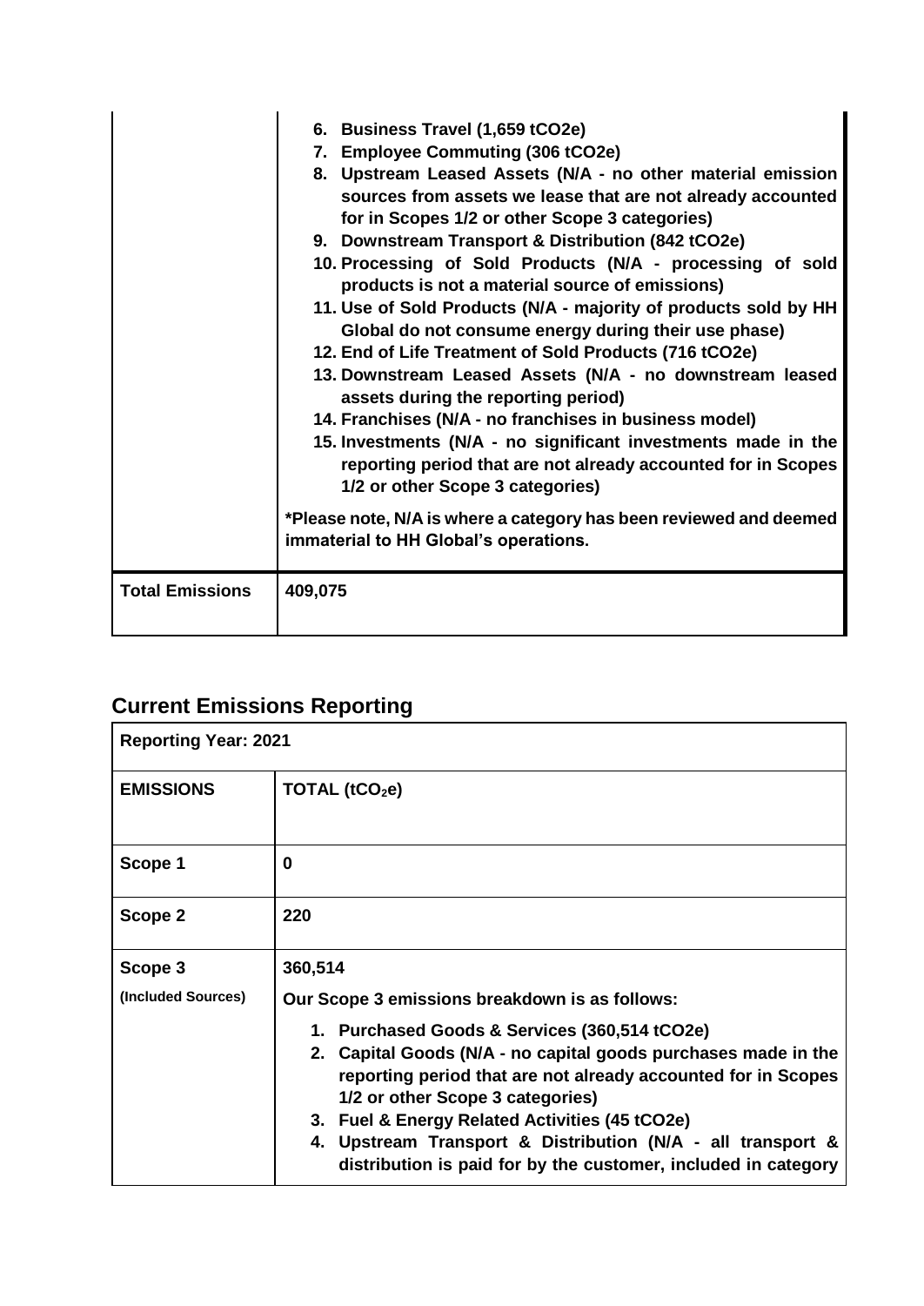| | |
|---|---|
| | 6. Business Travel (1,659 tCO2e)<br>7. Employee Commuting (306 tCO2e)<br>8. Upstream Leased Assets (N/A - no other material emission sources from assets we lease that are not already accounted for in Scopes 1/2 or other Scope 3 categories)<br>9. Downstream Transport & Distribution (842 tCO2e)<br>10. Processing of Sold Products (N/A - processing of sold products is not a material source of emissions)<br>11. Use of Sold Products (N/A - majority of products sold by HH Global do not consume energy during their use phase)<br>12. End of Life Treatment of Sold Products (716 tCO2e)<br>13. Downstream Leased Assets (N/A - no downstream leased assets during the reporting period)<br>14. Franchises (N/A - no franchises in business model)<br>15. Investments (N/A - no significant investments made in the reporting period that are not already accounted for in Scopes 1/2 or other Scope 3 categories)<br><br>*Please note, N/A is where a category has been reviewed and deemed immaterial to HH Global's operations. |
| **Total Emissions** | **409,075** |

## Current Emissions Reporting

| **Reporting Year: 2021** | |
|---|---|
| **EMISSIONS** | **TOTAL ($tCO_2e$)** |
| **Scope 1** | **0** |
| **Scope 2** | **220** |
| **Scope 3**<br>**(Included Sources)** | **360,514**<br><br>**Our Scope 3 emissions breakdown is as follows:**<br><br>1. Purchased Goods & Services (360,514 tCO2e)<br>2. Capital Goods (N/A - no capital goods purchases made in the reporting period that are not already accounted for in Scopes 1/2 or other Scope 3 categories)<br>3. Fuel & Energy Related Activities (45 tCO2e)<br>4. Upstream Transport & Distribution (N/A - all transport & distribution is paid for by the customer, included in category |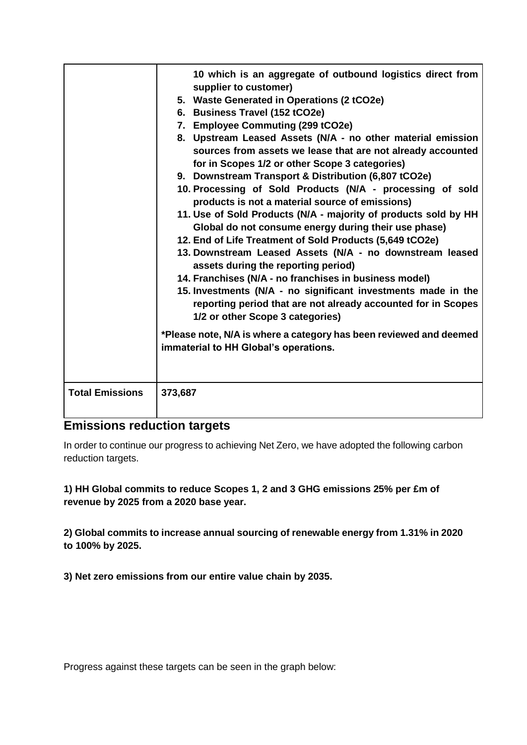| | |
|---|---|
| | 10 which is an aggregate of outbound logistics direct from supplier to customer)<br>5. **Waste Generated in Operations (2 tCO2e)**<br>6. **Business Travel (152 tCO2e)**<br>7. **Employee Commuting (299 tCO2e)**<br>8. **Upstream Leased Assets (N/A - no other material emission sources from assets we lease that are not already accounted for in Scopes 1/2 or other Scope 3 categories)**<br>9. **Downstream Transport & Distribution (6,807 tCO2e)**<br>10. **Processing of Sold Products (N/A - processing of sold products is not a material source of emissions)**<br>11. **Use of Sold Products (N/A - majority of products sold by HH Global do not consume energy during their use phase)**<br>12. **End of Life Treatment of Sold Products (5,649 tCO2e)**<br>13. **Downstream Leased Assets (N/A - no downstream leased assets during the reporting period)**<br>14. **Franchises (N/A - no franchises in business model)**<br>15. **Investments (N/A - no significant investments made in the reporting period that are not already accounted for in Scopes 1/2 or other Scope 3 categories)**<br><br>**\*Please note, N/A is where a category has been reviewed and deemed immaterial to HH Global's operations.** |
| **Total Emissions** | **373,687** |

## Emissions reduction targets

In order to continue our progress to achieving Net Zero, we have adopted the following carbon reduction targets.

**1) HH Global commits to reduce Scopes 1, 2 and 3 GHG emissions 25% per £m of revenue by 2025 from a 2020 base year.**

**2) Global commits to increase annual sourcing of renewable energy from 1.31% in 2020 to 100% by 2025.**

**3) Net zero emissions from our entire value chain by 2035.**

Progress against these targets can be seen in the graph below: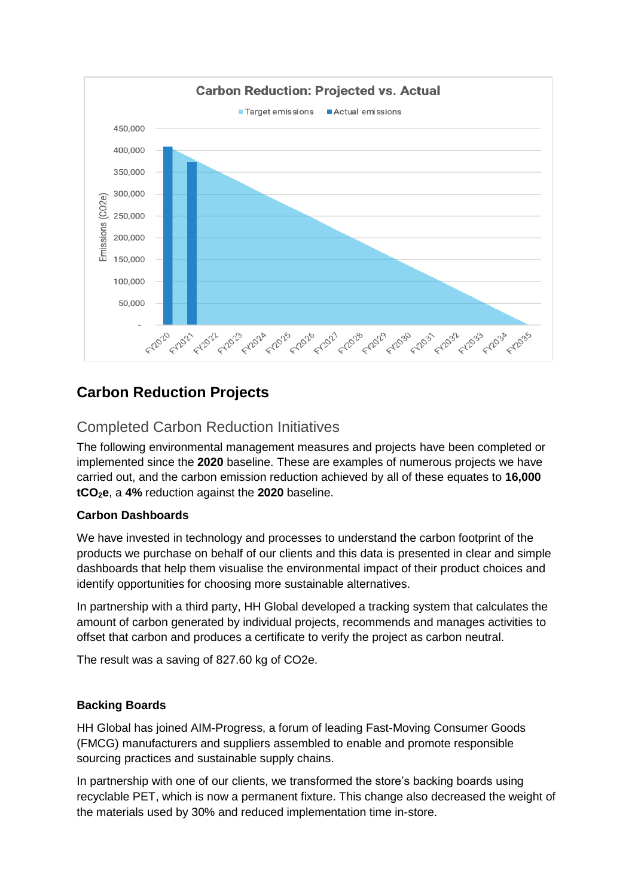## Carbon Reduction Projects

### Completed Carbon Reduction Initiatives

The following environmental management measures and projects have been completed or implemented since the **2020** baseline. These are examples of numerous projects we have carried out, and the carbon emission reduction achieved by all of these equates to **16,000 $tCO_2e$**, a **4%** reduction against the **2020** baseline.

**Carbon Dashboards**

We have invested in technology and processes to understand the carbon footprint of the products we purchase on behalf of our clients and this data is presented in clear and simple dashboards that help them visualise the environmental impact of their product choices and identify opportunities for choosing more sustainable alternatives.

In partnership with a third party, HH Global developed a tracking system that calculates the amount of carbon generated by individual projects, recommends and manages activities to offset that carbon and produces a certificate to verify the project as carbon neutral.

The result was a saving of 827.60 kg of CO2e.

**Backing Boards**

HH Global has joined AIM-Progress, a forum of leading Fast-Moving Consumer Goods (FMCG) manufacturers and suppliers assembled to enable and promote responsible sourcing practices and sustainable supply chains.

In partnership with one of our clients, we transformed the store's backing boards using recyclable PET, which is now a permanent fixture. This change also decreased the weight of the materials used by 30% and reduced implementation time in-store.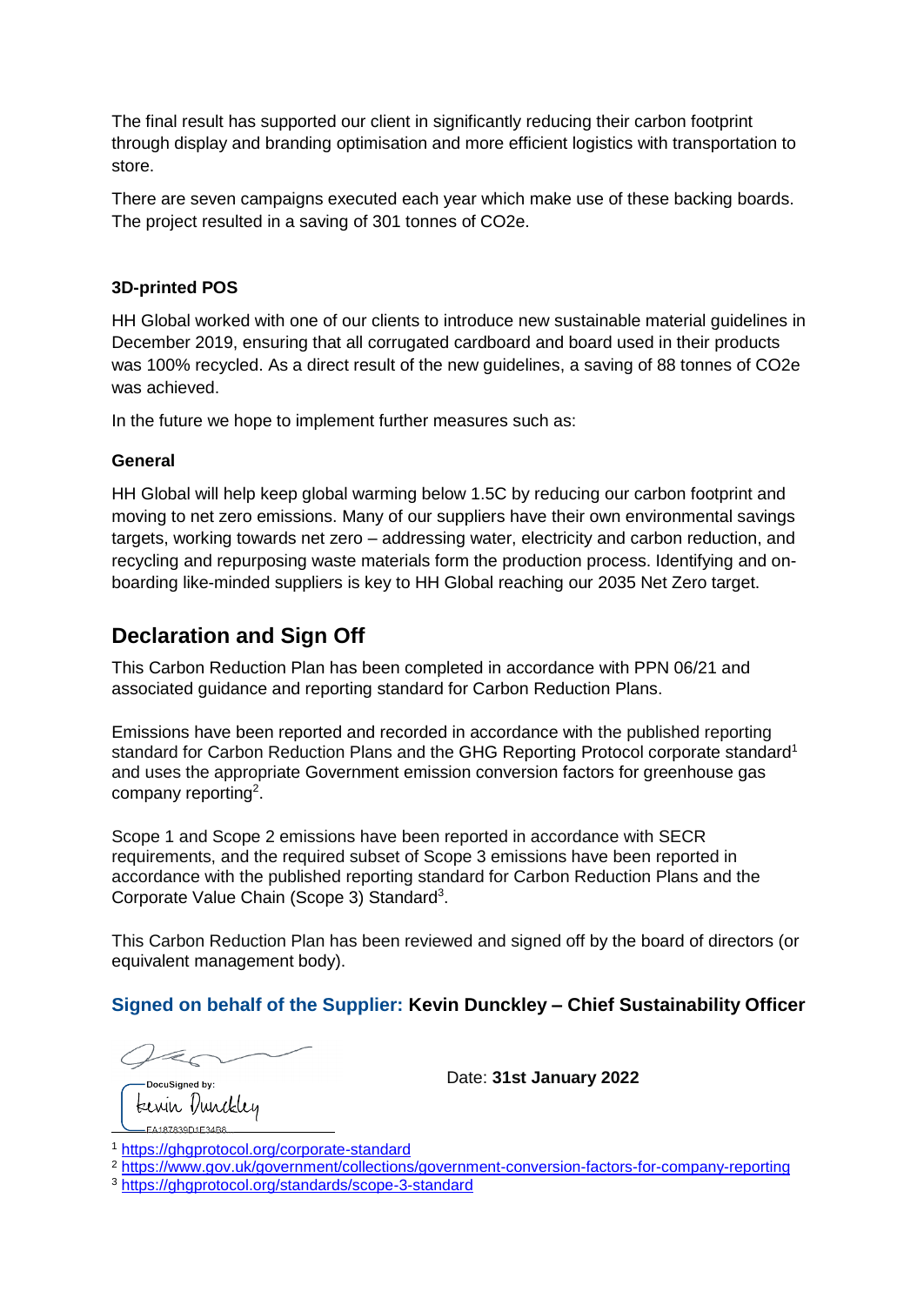The final result has supported our client in significantly reducing their carbon footprint through display and branding optimisation and more efficient logistics with transportation to store.

There are seven campaigns executed each year which make use of these backing boards. The project resulted in a saving of 301 tonnes of CO2e.

**3D-printed POS**

HH Global worked with one of our clients to introduce new sustainable material guidelines in December 2019, ensuring that all corrugated cardboard and board used in their products was 100% recycled. As a direct result of the new guidelines, a saving of 88 tonnes of CO2e was achieved.

In the future we hope to implement further measures such as:

**General**

HH Global will help keep global warming below 1.5C by reducing our carbon footprint and moving to net zero emissions. Many of our suppliers have their own environmental savings targets, working towards net zero – addressing water, electricity and carbon reduction, and recycling and repurposing waste materials form the production process. Identifying and on-boarding like-minded suppliers is key to HH Global reaching our 2035 Net Zero target.

## Declaration and Sign Off

This Carbon Reduction Plan has been completed in accordance with PPN 06/21 and associated guidance and reporting standard for Carbon Reduction Plans.

Emissions have been reported and recorded in accordance with the published reporting standard for Carbon Reduction Plans and the GHG Reporting Protocol corporate standard[1] and uses the appropriate Government emission conversion factors for greenhouse gas company reporting[2].

Scope 1 and Scope 2 emissions have been reported in accordance with SECR requirements, and the required subset of Scope 3 emissions have been reported in accordance with the published reporting standard for Carbon Reduction Plans and the Corporate Value Chain (Scope 3) Standard[3].

This Carbon Reduction Plan has been reviewed and signed off by the board of directors (or equivalent management body).

**Signed on behalf of the Supplier: Kevin Dunckley – Chief Sustainability Officer**

DocuSigned by:
Kevin Dunckley
FA187839D1E34B6...

Date: **31st January 2022**

[1] https://ghgprotocol.org/corporate-standard

[2] https://www.gov.uk/government/collections/government-conversion-factors-for-company-reporting

[3] https://ghgprotocol.org/standards/scope-3-standard